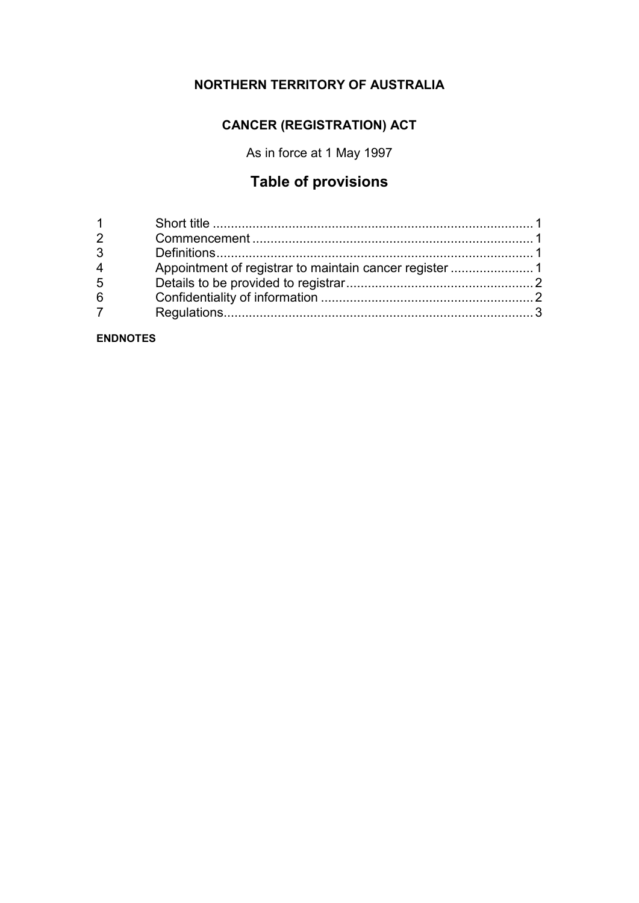**NORTHERN TERRITORY OF AUSTRALIA**

**CANCER (REGISTRATION) ACT**

As in force at 1 May 1997

# Table of provisions

| | | |
|---|---|---|
| 1 | Short title | 1 |
| 2 | Commencement | 1 |
| 3 | Definitions | 1 |
| 4 | Appointment of registrar to maintain cancer register | 1 |
| 5 | Details to be provided to registrar | 2 |
| 6 | Confidentiality of information | 2 |
| 7 | Regulations | 3 |

**ENDNOTES**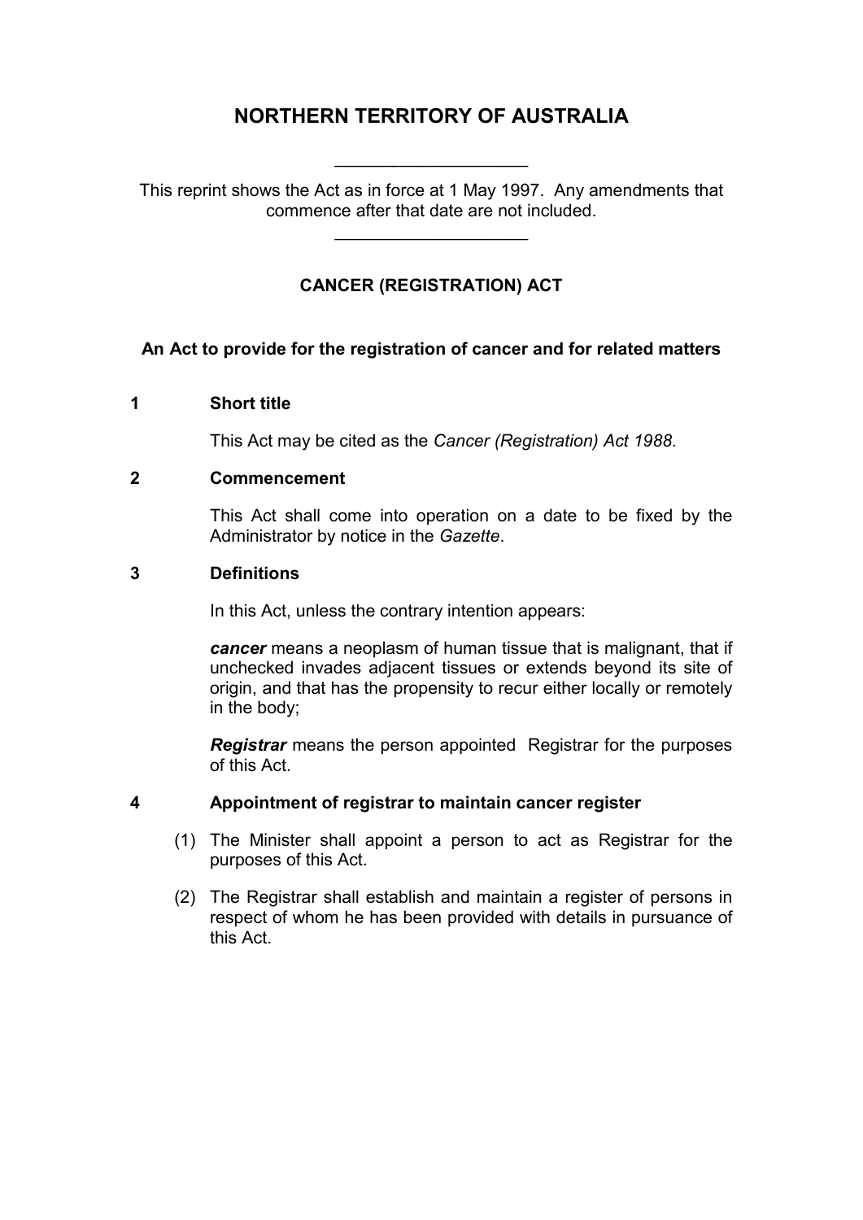# NORTHERN TERRITORY OF AUSTRALIA

---

This reprint shows the Act as in force at 1 May 1997. Any amendments that commence after that date are not included.

---

## CANCER (REGISTRATION) ACT

**An Act to provide for the registration of cancer and for related matters**

### 1 Short title

This Act may be cited as the *Cancer (Registration) Act 1988*.

### 2 Commencement

This Act shall come into operation on a date to be fixed by the Administrator by notice in the *Gazette*.

### 3 Definitions

In this Act, unless the contrary intention appears:

***cancer*** means a neoplasm of human tissue that is malignant, that if unchecked invades adjacent tissues or extends beyond its site of origin, and that has the propensity to recur either locally or remotely in the body;

***Registrar*** means the person appointed Registrar for the purposes of this Act.

### 4 Appointment of registrar to maintain cancer register

(1) The Minister shall appoint a person to act as Registrar for the purposes of this Act.

(2) The Registrar shall establish and maintain a register of persons in respect of whom he has been provided with details in pursuance of this Act.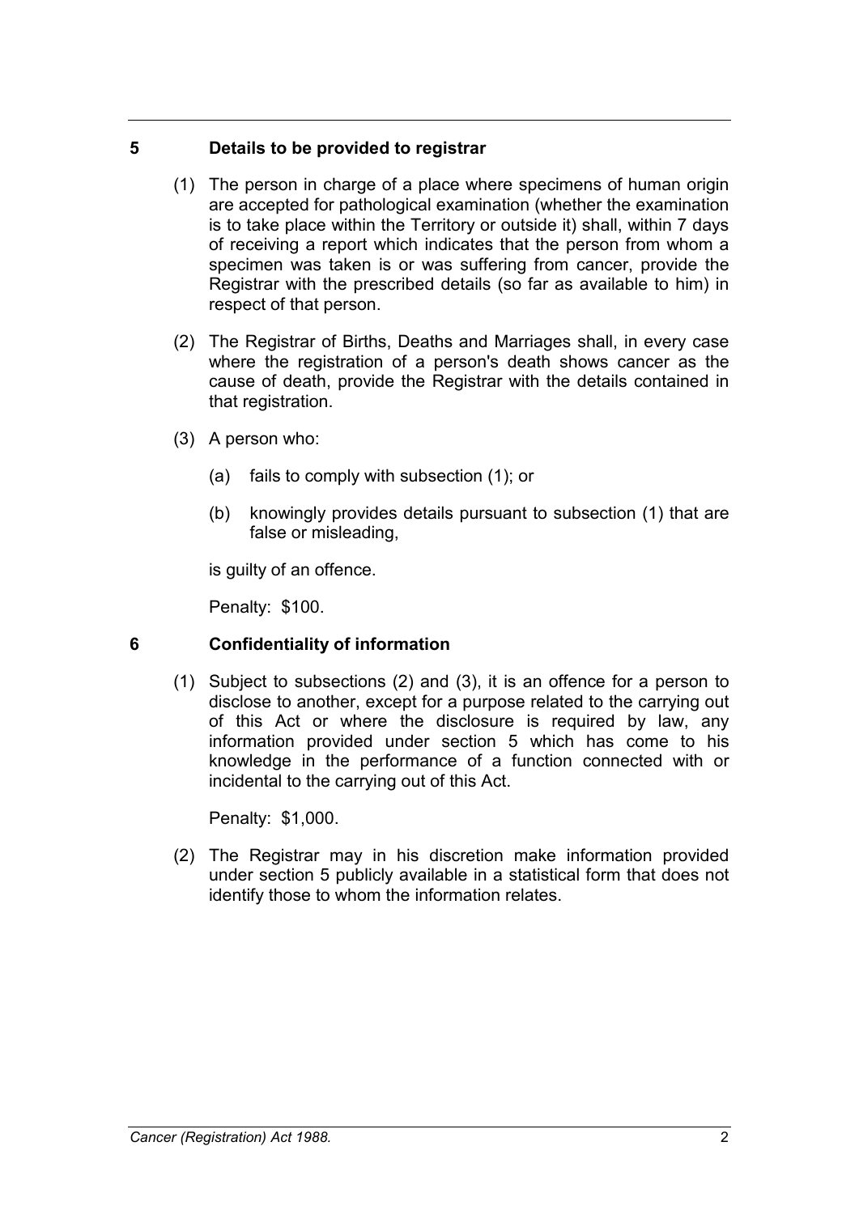## 5 Details to be provided to registrar

(1) The person in charge of a place where specimens of human origin are accepted for pathological examination (whether the examination is to take place within the Territory or outside it) shall, within 7 days of receiving a report which indicates that the person from whom a specimen was taken is or was suffering from cancer, provide the Registrar with the prescribed details (so far as available to him) in respect of that person.

(2) The Registrar of Births, Deaths and Marriages shall, in every case where the registration of a person's death shows cancer as the cause of death, provide the Registrar with the details contained in that registration.

(3) A person who:

(a) fails to comply with subsection (1); or

(b) knowingly provides details pursuant to subsection (1) that are false or misleading,

is guilty of an offence.

Penalty: $100.

## 6 Confidentiality of information

(1) Subject to subsections (2) and (3), it is an offence for a person to disclose to another, except for a purpose related to the carrying out of this Act or where the disclosure is required by law, any information provided under section 5 which has come to his knowledge in the performance of a function connected with or incidental to the carrying out of this Act.

Penalty: $1,000.

(2) The Registrar may in his discretion make information provided under section 5 publicly available in a statistical form that does not identify those to whom the information relates.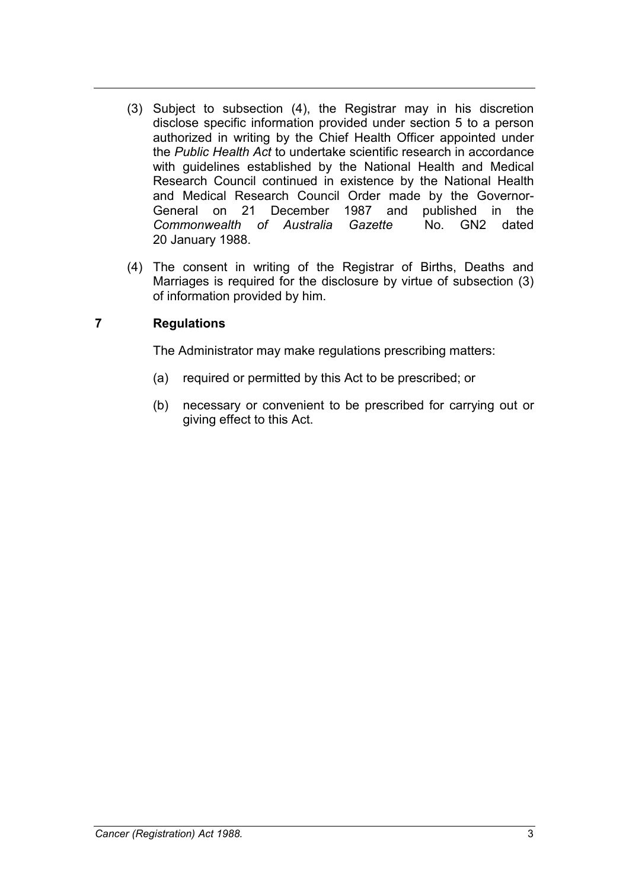(3) Subject to subsection (4), the Registrar may in his discretion disclose specific information provided under section 5 to a person authorized in writing by the Chief Health Officer appointed under the *Public Health Act* to undertake scientific research in accordance with guidelines established by the National Health and Medical Research Council continued in existence by the National Health and Medical Research Council Order made by the Governor-General on 21 December 1987 and published in the *Commonwealth of Australia Gazette* No. GN2 dated 20 January 1988.

(4) The consent in writing of the Registrar of Births, Deaths and Marriages is required for the disclosure by virtue of subsection (3) of information provided by him.

### 7 Regulations

The Administrator may make regulations prescribing matters:

(a) required or permitted by this Act to be prescribed; or

(b) necessary or convenient to be prescribed for carrying out or giving effect to this Act.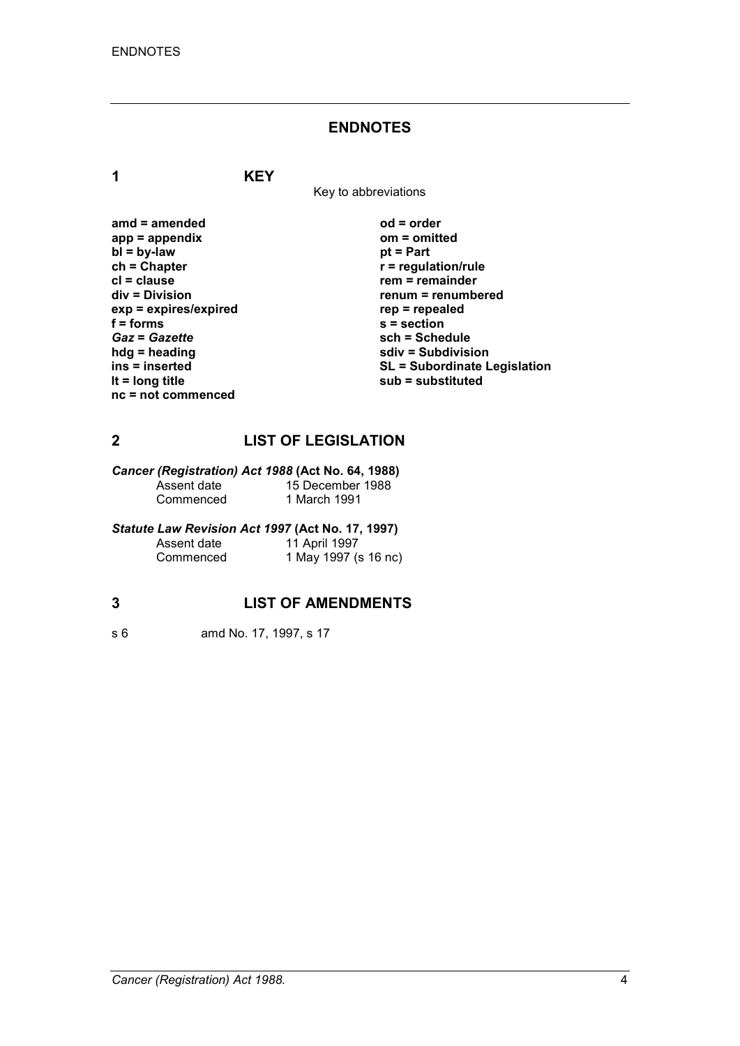# ENDNOTES

## 1 KEY

Key to abbreviations

| | |
|---|---|
| **amd = amended** | **od = order** |
| **app = appendix** | **om = omitted** |
| **bl = by-law** | **pt = Part** |
| **ch = Chapter** | **r = regulation/rule** |
| **cl = clause** | **rem = remainder** |
| **div = Division** | **renum = renumbered** |
| **exp = expires/expired** | **rep = repealed** |
| **f = forms** | **s = section** |
| ***Gaz* = *Gazette*** | **sch = Schedule** |
| **hdg = heading** | **sdiv = Subdivision** |
| **ins = inserted** | **SL = Subordinate Legislation** |
| **lt = long title** | **sub = substituted** |
| **nc = not commenced** | |

## 2 LIST OF LEGISLATION

***Cancer (Registration) Act 1988* (Act No. 64, 1988)**

Assent date 15 December 1988
Commenced 1 March 1991

***Statute Law Revision Act 1997* (Act No. 17, 1997)**

Assent date 11 April 1997
Commenced 1 May 1997 (s 16 nc)

## 3 LIST OF AMENDMENTS

s 6 amd No. 17, 1997, s 17